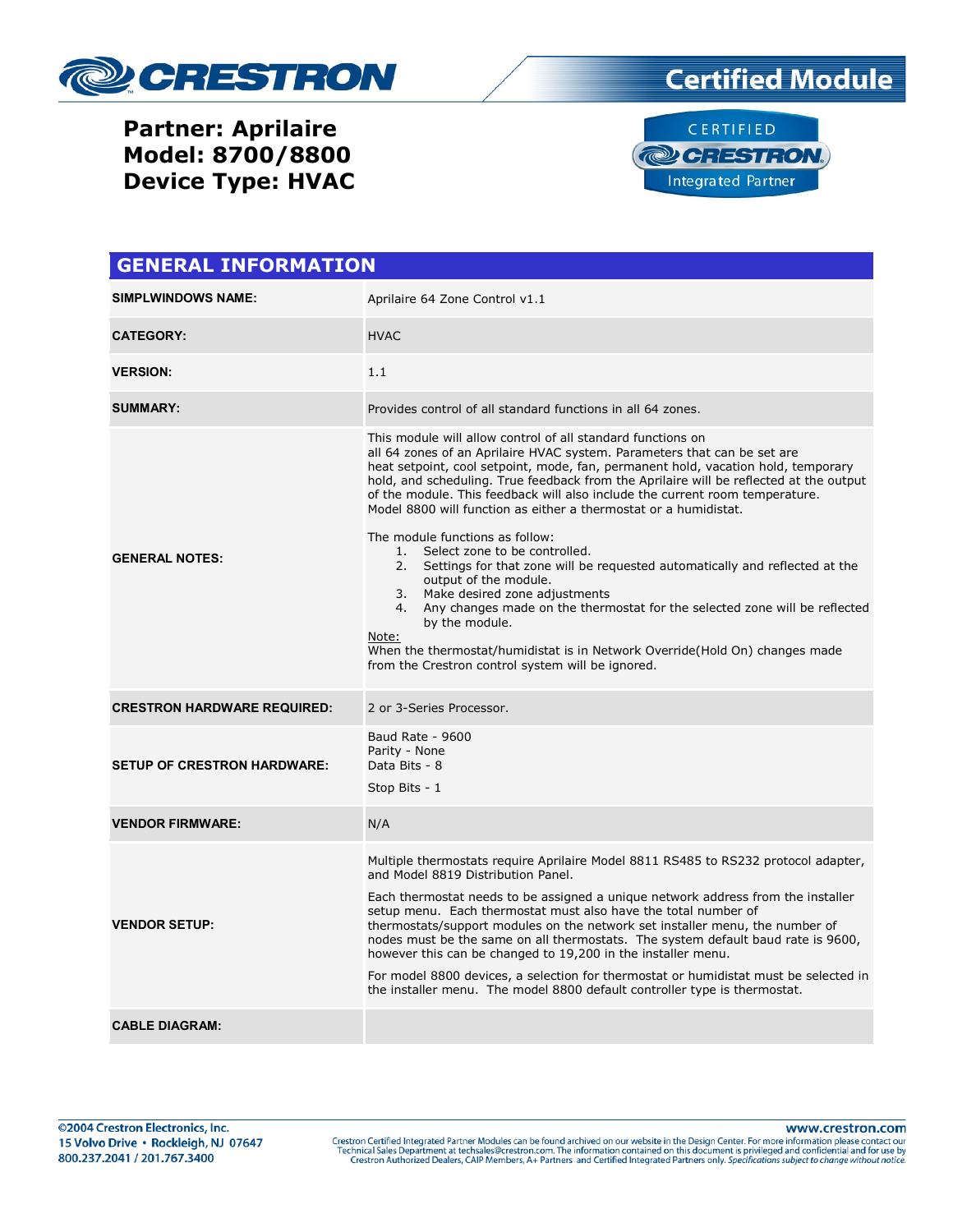**Partner: Aprilaire**
**Model: 8700/8800**
**Device Type: HVAC**

## GENERAL INFORMATION

| | |
|---|---|
| **SIMPLWINDOWS NAME:** | Aprilaire 64 Zone Control v1.1 |
| **CATEGORY:** | HVAC |
| **VERSION:** | 1.1 |
| **SUMMARY:** | Provides control of all standard functions in all 64 zones. |
| **GENERAL NOTES:** | This module will allow control of all standard functions on all 64 zones of an Aprilaire HVAC system. Parameters that can be set are heat setpoint, cool setpoint, mode, fan, permanent hold, vacation hold, temporary hold, and scheduling. True feedback from the Aprilaire will be reflected at the output of the module. This feedback will also include the current room temperature. Model 8800 will function as either a thermostat or a humidistat.<br><br>The module functions as follow:<br>1. Select zone to be controlled.<br>2. Settings for that zone will be requested automatically and reflected at the output of the module.<br>3. Make desired zone adjustments<br>4. Any changes made on the thermostat for the selected zone will be reflected by the module.<br><br>Note:<br>When the thermostat/humidistat is in Network Override(Hold On) changes made from the Crestron control system will be ignored. |
| **CRESTRON HARDWARE REQUIRED:** | 2 or 3-Series Processor. |
| **SETUP OF CRESTRON HARDWARE:** | Baud Rate - 9600<br>Parity - None<br>Data Bits - 8<br>Stop Bits - 1 |
| **VENDOR FIRMWARE:** | N/A |
| **VENDOR SETUP:** | Multiple thermostats require Aprilaire Model 8811 RS485 to RS232 protocol adapter, and Model 8819 Distribution Panel.<br><br>Each thermostat needs to be assigned a unique network address from the installer setup menu. Each thermostat must also have the total number of thermostats/support modules on the network set installer menu, the number of nodes must be the same on all thermostats. The system default baud rate is 9600, however this can be changed to 19,200 in the installer menu.<br><br>For model 8800 devices, a selection for thermostat or humidistat must be selected in the installer menu. The model 8800 default controller type is thermostat. |
| **CABLE DIAGRAM:** | |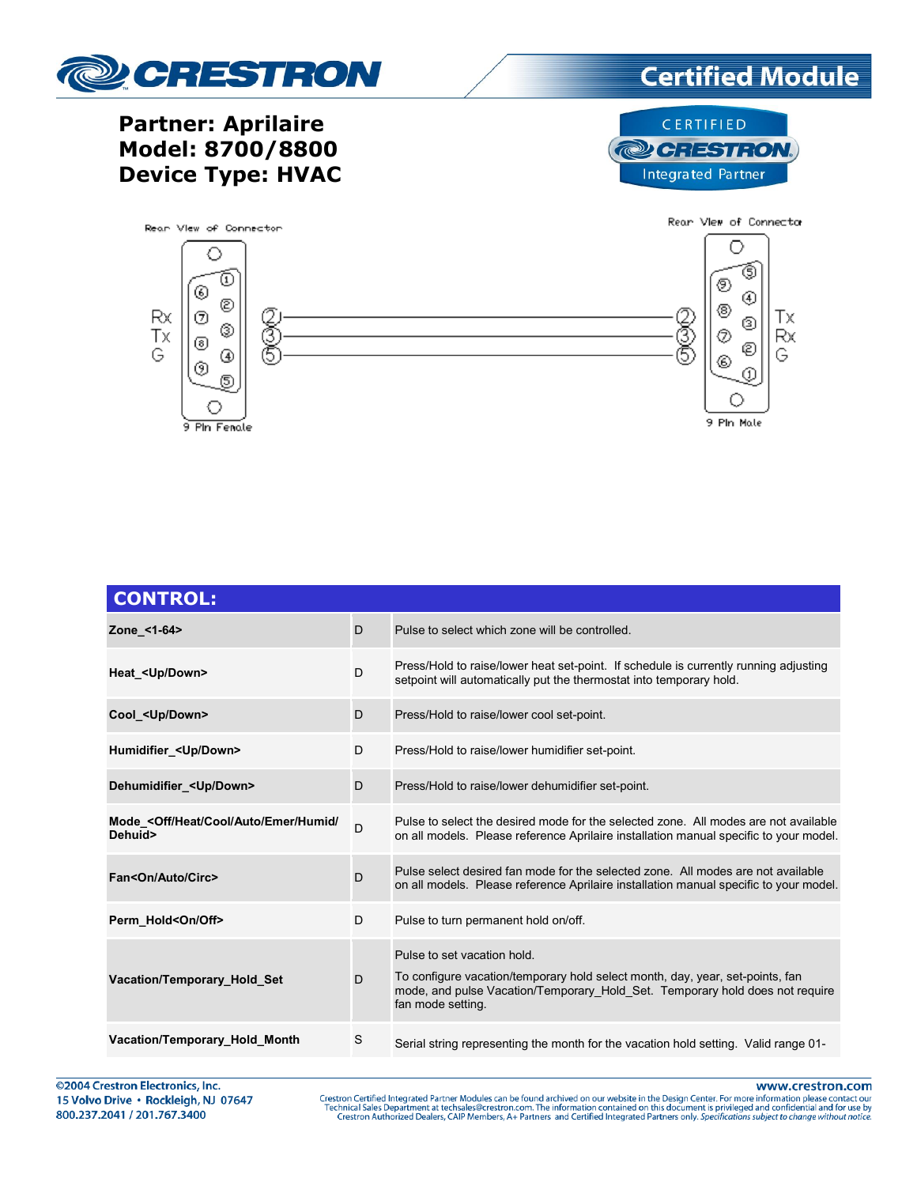# Partner: Aprilaire
# Model: 8700/8800
# Device Type: HVAC

Rear View of Connector

Rx
Tx
G

9 Pin Female

2 — 2
3 — 3
5 — 5

Rear View of Connector

Tx
Rx
G

9 Pin Male

## CONTROL:

| | | |
|---|---|---|
| **Zone_<1-64>** | D | Pulse to select which zone will be controlled. |
| **Heat_<Up/Down>** | D | Press/Hold to raise/lower heat set-point. If schedule is currently running adjusting setpoint will automatically put the thermostat into temporary hold. |
| **Cool_<Up/Down>** | D | Press/Hold to raise/lower cool set-point. |
| **Humidifier_<Up/Down>** | D | Press/Hold to raise/lower humidifier set-point. |
| **Dehumidifier_<Up/Down>** | D | Press/Hold to raise/lower dehumidifier set-point. |
| **Mode_<Off/Heat/Cool/Auto/Emer/Humid/ Dehuid>** | D | Pulse to select the desired mode for the selected zone. All modes are not available on all models. Please reference Aprilaire installation manual specific to your model. |
| **Fan<On/Auto/Circ>** | D | Pulse select desired fan mode for the selected zone. All modes are not available on all models. Please reference Aprilaire installation manual specific to your model. |
| **Perm_Hold<On/Off>** | D | Pulse to turn permanent hold on/off. |
| **Vacation/Temporary_Hold_Set** | D | Pulse to set vacation hold.<br><br>To configure vacation/temporary hold select month, day, year, set-points, fan mode, and pulse Vacation/Temporary_Hold_Set. Temporary hold does not require fan mode setting. |
| **Vacation/Temporary_Hold_Month** | S | Serial string representing the month for the vacation hold setting. Valid range 01- |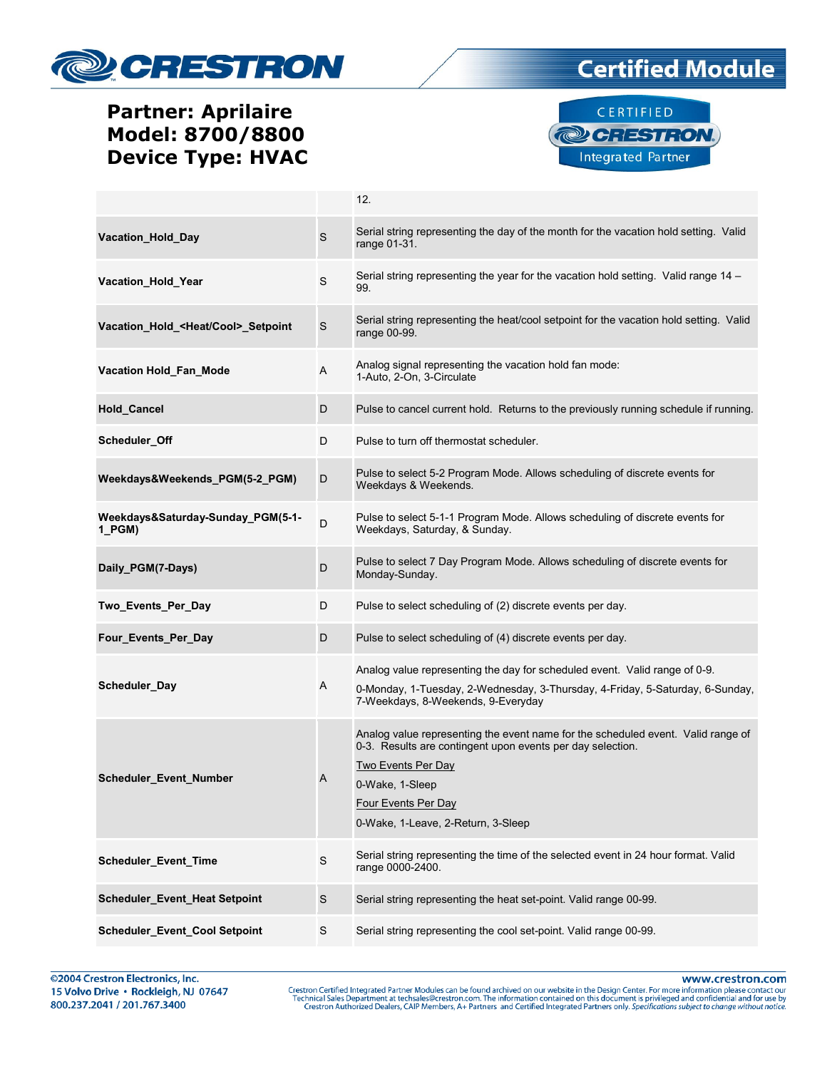# Partner: Aprilaire
# Model: 8700/8800
# Device Type: HVAC

| | | |
|---|---|---|
| | | 12. |
| **Vacation_Hold_Day** | S | Serial string representing the day of the month for the vacation hold setting. Valid range 01-31. |
| **Vacation_Hold_Year** | S | Serial string representing the year for the vacation hold setting. Valid range 14 – 99. |
| **Vacation_Hold_<Heat/Cool>_Setpoint** | S | Serial string representing the heat/cool setpoint for the vacation hold setting. Valid range 00-99. |
| **Vacation Hold_Fan_Mode** | A | Analog signal representing the vacation hold fan mode: 1-Auto, 2-On, 3-Circulate |
| **Hold_Cancel** | D | Pulse to cancel current hold. Returns to the previously running schedule if running. |
| **Scheduler_Off** | D | Pulse to turn off thermostat scheduler. |
| **Weekdays&Weekends_PGM(5-2_PGM)** | D | Pulse to select 5-2 Program Mode. Allows scheduling of discrete events for Weekdays & Weekends. |
| **Weekdays&Saturday-Sunday_PGM(5-1-1_PGM)** | D | Pulse to select 5-1-1 Program Mode. Allows scheduling of discrete events for Weekdays, Saturday, & Sunday. |
| **Daily_PGM(7-Days)** | D | Pulse to select 7 Day Program Mode. Allows scheduling of discrete events for Monday-Sunday. |
| **Two_Events_Per_Day** | D | Pulse to select scheduling of (2) discrete events per day. |
| **Four_Events_Per_Day** | D | Pulse to select scheduling of (4) discrete events per day. |
| **Scheduler_Day** | A | Analog value representing the day for scheduled event. Valid range of 0-9.<br>0-Monday, 1-Tuesday, 2-Wednesday, 3-Thursday, 4-Friday, 5-Saturday, 6-Sunday, 7-Weekdays, 8-Weekends, 9-Everyday |
| **Scheduler_Event_Number** | A | Analog value representing the event name for the scheduled event. Valid range of 0-3. Results are contingent upon events per day selection.<br>Two Events Per Day<br>0-Wake, 1-Sleep<br>Four Events Per Day<br>0-Wake, 1-Leave, 2-Return, 3-Sleep |
| **Scheduler_Event_Time** | S | Serial string representing the time of the selected event in 24 hour format. Valid range 0000-2400. |
| **Scheduler_Event_Heat Setpoint** | S | Serial string representing the heat set-point. Valid range 00-99. |
| **Scheduler_Event_Cool Setpoint** | S | Serial string representing the cool set-point. Valid range 00-99. |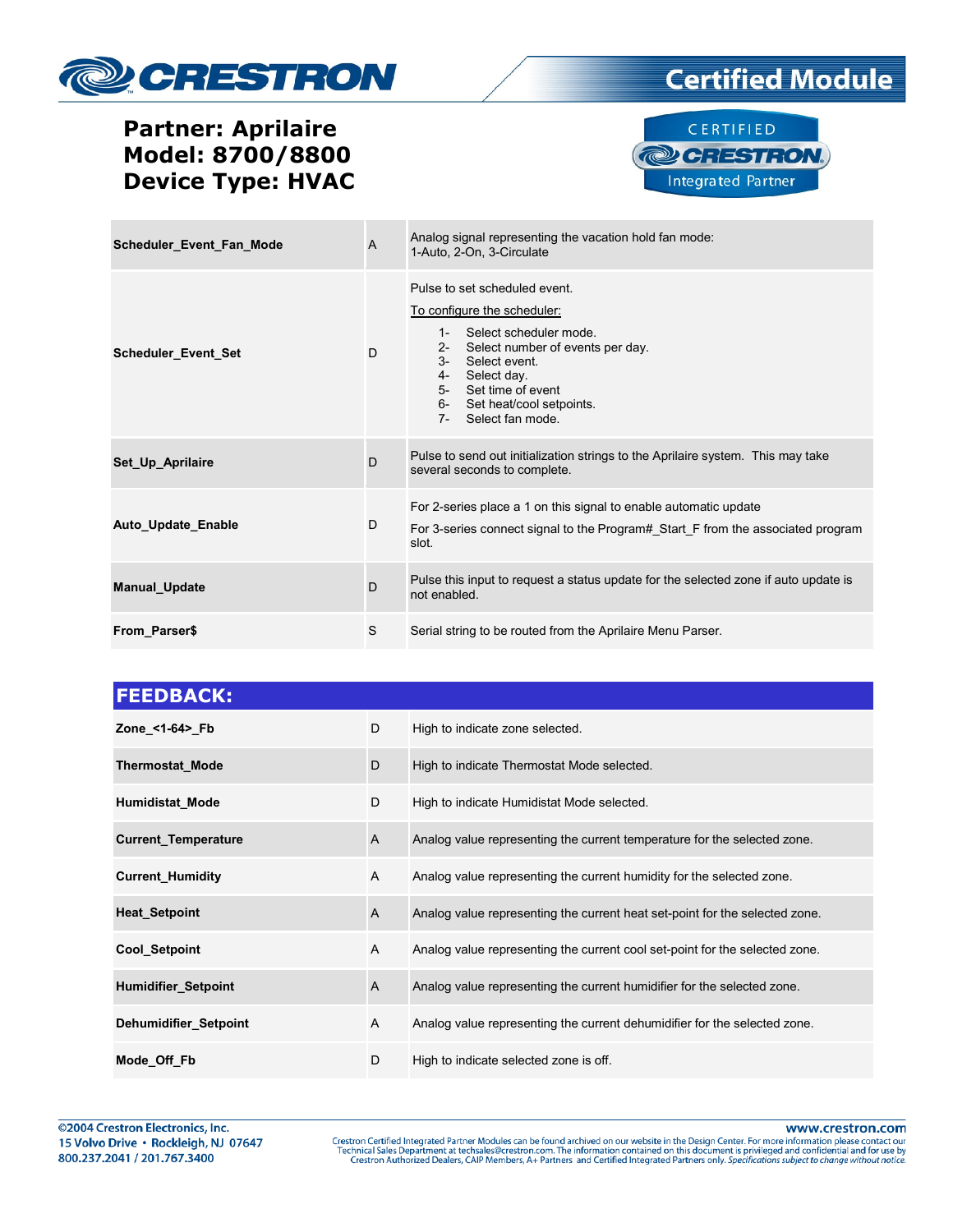| | | |
|---|---|---|
| **Scheduler_Event_Fan_Mode** | A | Analog signal representing the vacation hold fan mode:<br>1-Auto, 2-On, 3-Circulate |
| **Scheduler_Event_Set** | D | Pulse to set scheduled event.<br>To configure the scheduler:<br>1- Select scheduler mode.<br>2- Select number of events per day.<br>3- Select event.<br>4- Select day.<br>5- Set time of event<br>6- Set heat/cool setpoints.<br>7- Select fan mode. |
| **Set_Up_Aprilaire** | D | Pulse to send out initialization strings to the Aprilaire system. This may take several seconds to complete. |
| **Auto_Update_Enable** | D | For 2-series place a 1 on this signal to enable automatic update<br>For 3-series connect signal to the Program#_Start_F from the associated program slot. |
| **Manual_Update** | D | Pulse this input to request a status update for the selected zone if auto update is not enabled. |
| **From_Parser$** | S | Serial string to be routed from the Aprilaire Menu Parser. |

## FEEDBACK:

| | | |
|---|---|---|
| **Zone_<1-64>_Fb** | D | High to indicate zone selected. |
| **Thermostat_Mode** | D | High to indicate Thermostat Mode selected. |
| **Humidistat_Mode** | D | High to indicate Humidistat Mode selected. |
| **Current_Temperature** | A | Analog value representing the current temperature for the selected zone. |
| **Current_Humidity** | A | Analog value representing the current humidity for the selected zone. |
| **Heat_Setpoint** | A | Analog value representing the current heat set-point for the selected zone. |
| **Cool_Setpoint** | A | Analog value representing the current cool set-point for the selected zone. |
| **Humidifier_Setpoint** | A | Analog value representing the current humidifier for the selected zone. |
| **Dehumidifier_Setpoint** | A | Analog value representing the current dehumidifier for the selected zone. |
| **Mode_Off_Fb** | D | High to indicate selected zone is off. |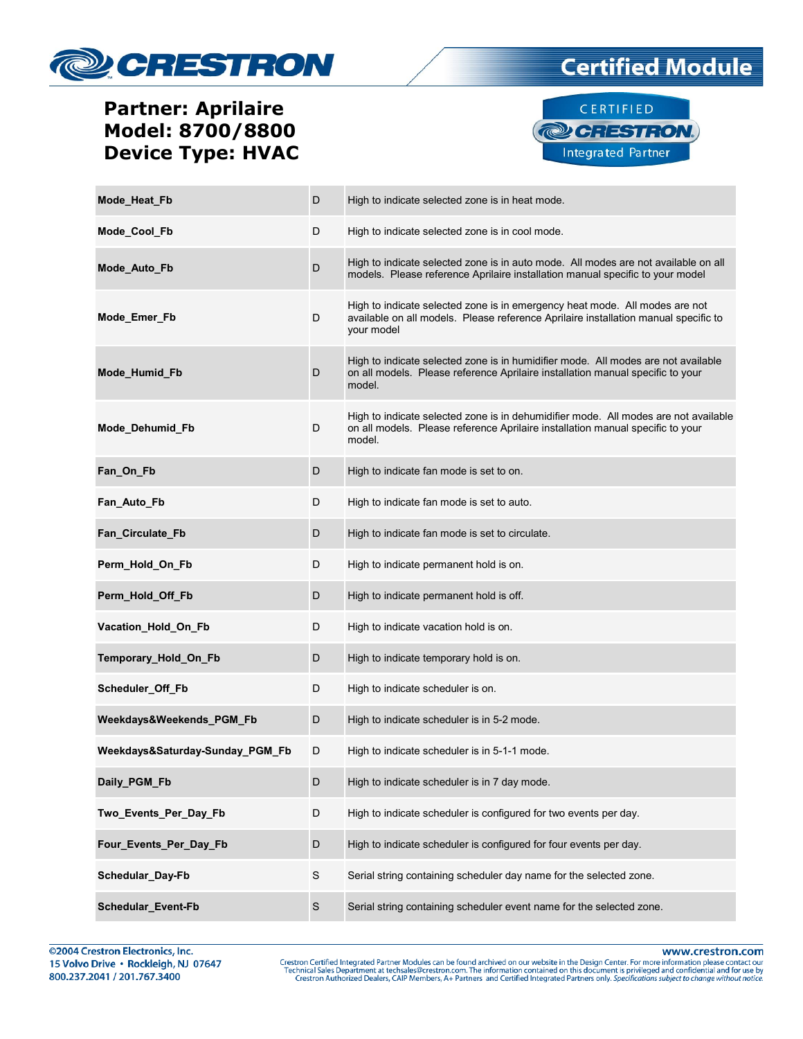**Partner: Aprilaire**
**Model: 8700/8800**
**Device Type: HVAC**

| | | |
|---|---|---|
| **Mode_Heat_Fb** | D | High to indicate selected zone is in heat mode. |
| **Mode_Cool_Fb** | D | High to indicate selected zone is in cool mode. |
| **Mode_Auto_Fb** | D | High to indicate selected zone is in auto mode. All modes are not available on all models. Please reference Aprilaire installation manual specific to your model |
| **Mode_Emer_Fb** | D | High to indicate selected zone is in emergency heat mode. All modes are not available on all models. Please reference Aprilaire installation manual specific to your model |
| **Mode_Humid_Fb** | D | High to indicate selected zone is in humidifier mode. All modes are not available on all models. Please reference Aprilaire installation manual specific to your model. |
| **Mode_Dehumid_Fb** | D | High to indicate selected zone is in dehumidifier mode. All modes are not available on all models. Please reference Aprilaire installation manual specific to your model. |
| **Fan_On_Fb** | D | High to indicate fan mode is set to on. |
| **Fan_Auto_Fb** | D | High to indicate fan mode is set to auto. |
| **Fan_Circulate_Fb** | D | High to indicate fan mode is set to circulate. |
| **Perm_Hold_On_Fb** | D | High to indicate permanent hold is on. |
| **Perm_Hold_Off_Fb** | D | High to indicate permanent hold is off. |
| **Vacation_Hold_On_Fb** | D | High to indicate vacation hold is on. |
| **Temporary_Hold_On_Fb** | D | High to indicate temporary hold is on. |
| **Scheduler_Off_Fb** | D | High to indicate scheduler is on. |
| **Weekdays&Weekends_PGM_Fb** | D | High to indicate scheduler is in 5-2 mode. |
| **Weekdays&Saturday-Sunday_PGM_Fb** | D | High to indicate scheduler is in 5-1-1 mode. |
| **Daily_PGM_Fb** | D | High to indicate scheduler is in 7 day mode. |
| **Two_Events_Per_Day_Fb** | D | High to indicate scheduler is configured for two events per day. |
| **Four_Events_Per_Day_Fb** | D | High to indicate scheduler is configured for four events per day. |
| **Schedular_Day-Fb** | S | Serial string containing scheduler day name for the selected zone. |
| **Schedular_Event-Fb** | S | Serial string containing scheduler event name for the selected zone. |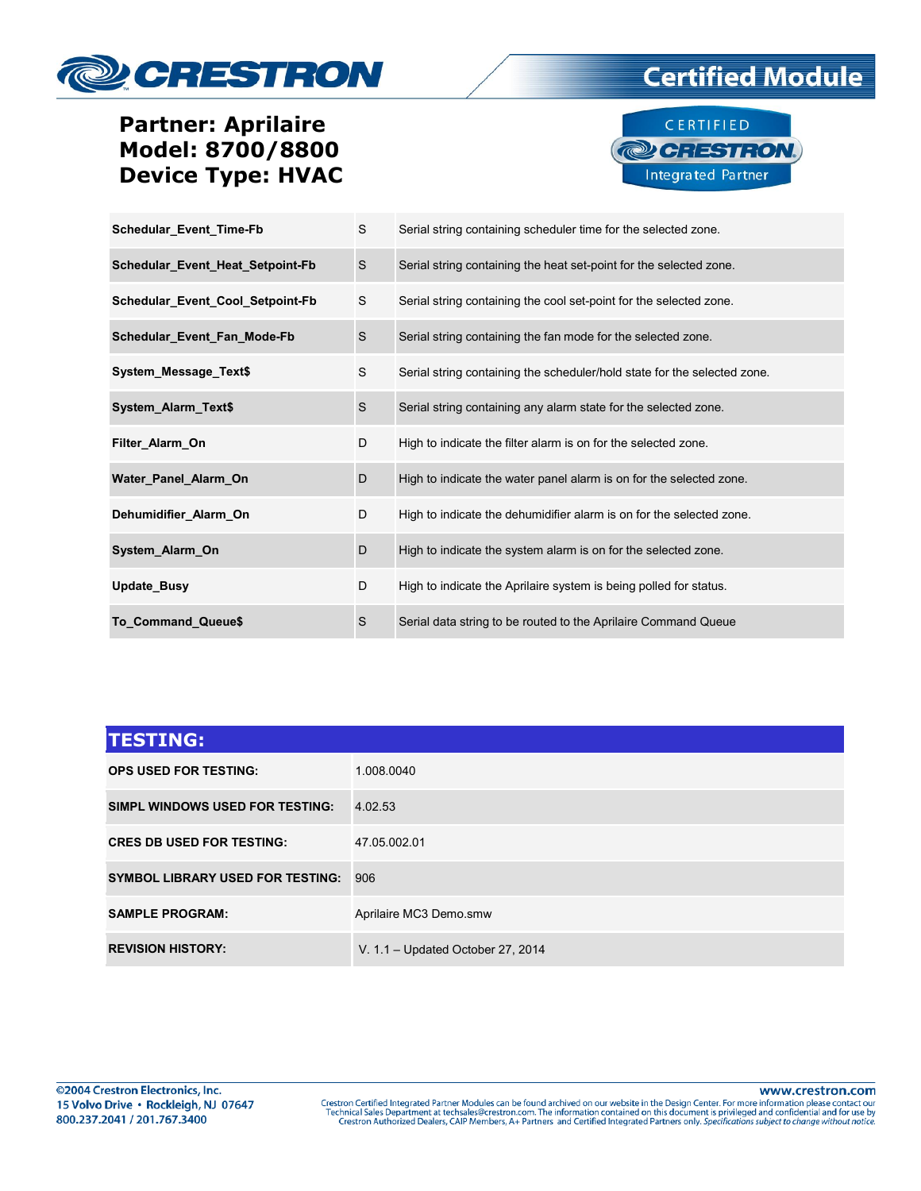**Partner: Aprilaire**
**Model: 8700/8800**
**Device Type: HVAC**

| | | |
|---|---|---|
| **Schedular_Event_Time-Fb** | S | Serial string containing scheduler time for the selected zone. |
| **Schedular_Event_Heat_Setpoint-Fb** | S | Serial string containing the heat set-point for the selected zone. |
| **Schedular_Event_Cool_Setpoint-Fb** | S | Serial string containing the cool set-point for the selected zone. |
| **Schedular_Event_Fan_Mode-Fb** | S | Serial string containing the fan mode for the selected zone. |
| **System_Message_Text$** | S | Serial string containing the scheduler/hold state for the selected zone. |
| **System_Alarm_Text$** | S | Serial string containing any alarm state for the selected zone. |
| **Filter_Alarm_On** | D | High to indicate the filter alarm is on for the selected zone. |
| **Water_Panel_Alarm_On** | D | High to indicate the water panel alarm is on for the selected zone. |
| **Dehumidifier_Alarm_On** | D | High to indicate the dehumidifier alarm is on for the selected zone. |
| **System_Alarm_On** | D | High to indicate the system alarm is on for the selected zone. |
| **Update_Busy** | D | High to indicate the Aprilaire system is being polled for status. |
| **To_Command_Queue$** | S | Serial data string to be routed to the Aprilaire Command Queue |

## TESTING:

| | |
|---|---|
| **OPS USED FOR TESTING:** | 1.008.0040 |
| **SIMPL WINDOWS USED FOR TESTING:** | 4.02.53 |
| **CRES DB USED FOR TESTING:** | 47.05.002.01 |
| **SYMBOL LIBRARY USED FOR TESTING:** | 906 |
| **SAMPLE PROGRAM:** | Aprilaire MC3 Demo.smw |
| **REVISION HISTORY:** | V. 1.1 – Updated October 27, 2014 |